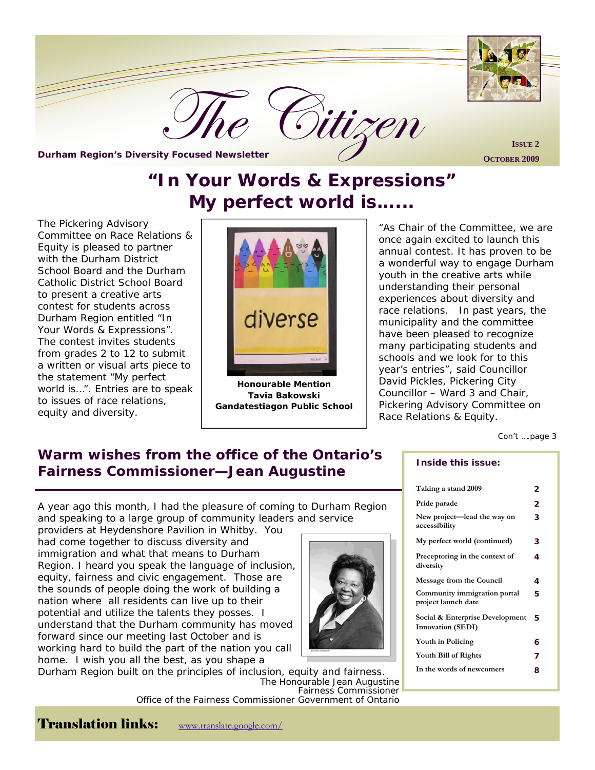# The Citizen

**Durham Region's Diversity Focused Newsletter**

**ISSUE 2**
**OCTOBER 2009**

## "In Your Words & Expressions" My perfect world is……

The Pickering Advisory Committee on Race Relations & Equity is pleased to partner with the Durham District School Board and the Durham Catholic District School Board to present a creative arts contest for students across Durham Region entitled "In Your Words & Expressions". The contest invites students from grades 2 to 12 to submit a written or visual arts piece to the statement "My perfect world is…". Entries are to speak to issues of race relations, equity and diversity.

**Honourable Mention**
**Tavia Bakowski**
**Gandatestiagon Public School**

"As Chair of the Committee, we are once again excited to launch this annual contest. It has proven to be a wonderful way to engage Durham youth in the creative arts while understanding their personal experiences about diversity and race relations. In past years, the municipality and the committee have been pleased to recognize many participating students and schools and we look for to this year's entries", said Councillor David Pickles, Pickering City Councillor – Ward 3 and Chair, Pickering Advisory Committee on Race Relations & Equity.

Con't ….page 3

## Warm wishes from the office of the Ontario's Fairness Commissioner—Jean Augustine

A year ago this month, I had the pleasure of coming to Durham Region and speaking to a large group of community leaders and service providers at Heydenshore Pavilion in Whitby. You had come together to discuss diversity and immigration and what that means to Durham Region. I heard you speak the language of inclusion, equity, fairness and civic engagement. Those are the sounds of people doing the work of building a nation where all residents can live up to their potential and utilize the talents they posses. I understand that the Durham community has moved forward since our meeting last October and is working hard to build the part of the nation you call home. I wish you all the best, as you shape a Durham Region built on the principles of inclusion, equity and fairness.

The Honourable Jean Augustine
Fairness Commissioner
Office of the Fairness Commissioner Government of Ontario

**Inside this issue:**

| | |
|---|---|
| Taking a stand 2009 | 2 |
| Pride parade | 2 |
| New project—lead the way on accessibility | 3 |
| My perfect world (continued) | 3 |
| Preceptoring in the context of diversity | 4 |
| Message from the Council | 4 |
| Community immigration portal project launch date | 5 |
| Social & Enterprise Development Innovation (SEDI) | 5 |
| Youth in Policing | 6 |
| Youth Bill of Rights | 7 |
| In the words of newcomers | 8 |

**Translation links:** www.translate.google.com/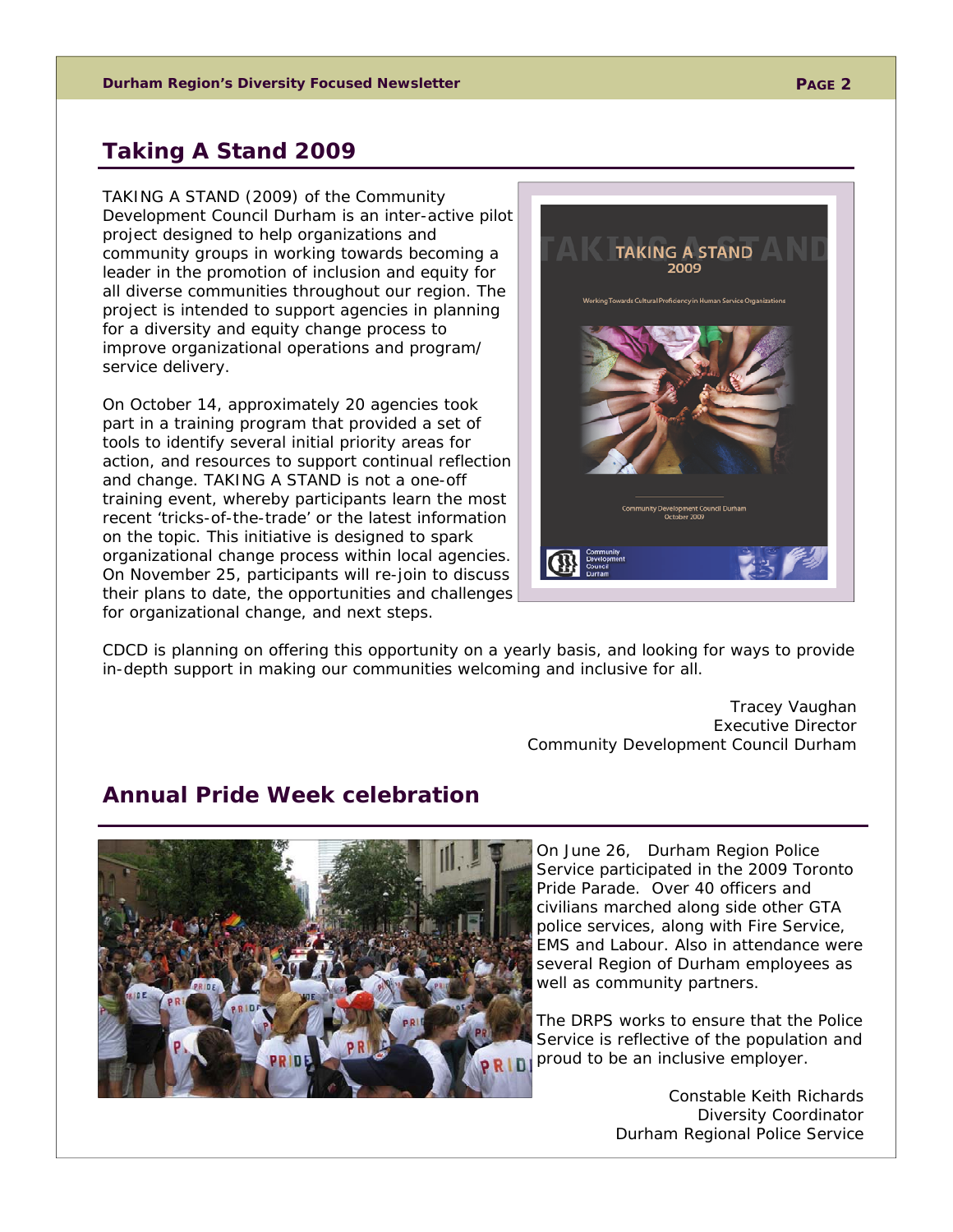## Taking A Stand 2009

TAKING A STAND (2009) of the Community Development Council Durham is an inter-active pilot project designed to help organizations and community groups in working towards becoming a leader in the promotion of inclusion and equity for all diverse communities throughout our region. The project is intended to support agencies in planning for a diversity and equity change process to improve organizational operations and program/ service delivery.

On October 14, approximately 20 agencies took part in a training program that provided a set of tools to identify several initial priority areas for action, and resources to support continual reflection and change. TAKING A STAND is not a one-off training event, whereby participants learn the most recent 'tricks-of-the-trade' or the latest information on the topic. This initiative is designed to spark organizational change process within local agencies. On November 25, participants will re-join to discuss their plans to date, the opportunities and challenges for organizational change, and next steps.

CDCD is planning on offering this opportunity on a yearly basis, and looking for ways to provide in-depth support in making our communities welcoming and inclusive for all.

Tracey Vaughan
Executive Director
Community Development Council Durham

## Annual Pride Week celebration

On June 26, Durham Region Police Service participated in the 2009 Toronto Pride Parade. Over 40 officers and civilians marched along side other GTA police services, along with Fire Service, EMS and Labour. Also in attendance were several Region of Durham employees as well as community partners.

The DRPS works to ensure that the Police Service is reflective of the population and proud to be an inclusive employer.

Constable Keith Richards
Diversity Coordinator
Durham Regional Police Service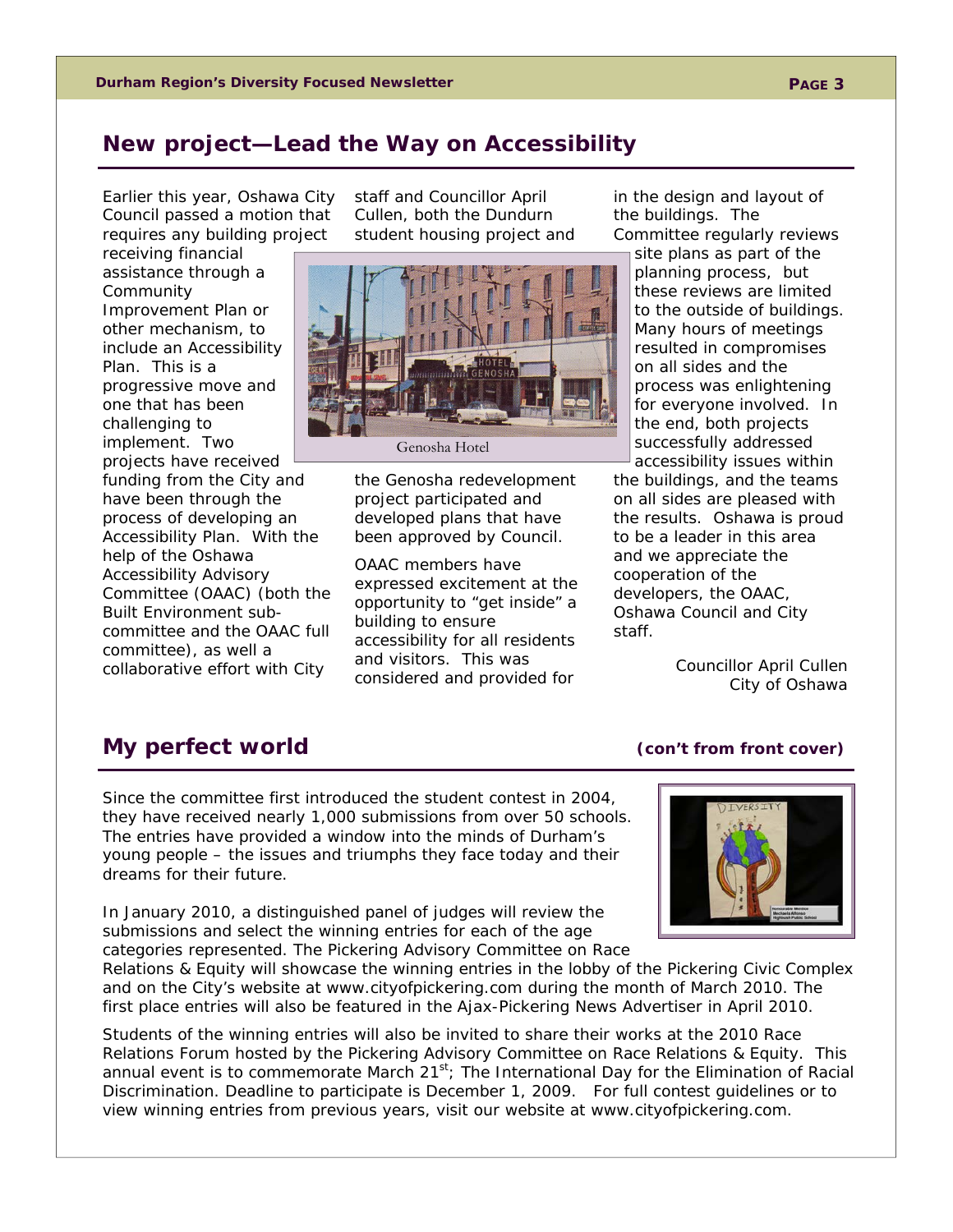## New project—Lead the Way on Accessibility

Earlier this year, Oshawa City Council passed a motion that requires any building project receiving financial assistance through a Community Improvement Plan or other mechanism, to include an Accessibility Plan. This is a progressive move and one that has been challenging to implement. Two projects have received funding from the City and have been through the process of developing an Accessibility Plan. With the help of the Oshawa Accessibility Advisory Committee (OAAC) (both the Built Environment sub-committee and the OAAC full committee), as well a collaborative effort with City staff and Councillor April Cullen, both the Dundurn student housing project and the Genosha redevelopment project participated and developed plans that have been approved by Council.

Genosha Hotel

OAAC members have expressed excitement at the opportunity to "get inside" a building to ensure accessibility for all residents and visitors. This was considered and provided for in the design and layout of the buildings. The Committee regularly reviews site plans as part of the planning process, but these reviews are limited to the outside of buildings. Many hours of meetings resulted in compromises on all sides and the process was enlightening for everyone involved. In the end, both projects successfully addressed accessibility issues within the buildings, and the teams on all sides are pleased with the results. Oshawa is proud to be a leader in this area and we appreciate the cooperation of the developers, the OAAC, Oshawa Council and City staff.

Councillor April Cullen
City of Oshawa

## My perfect world

**(con't from front cover)**

Since the committee first introduced the student contest in 2004, they have received nearly 1,000 submissions from over 50 schools. The entries have provided a window into the minds of Durham's young people – the issues and triumphs they face today and their dreams for their future.

In January 2010, a distinguished panel of judges will review the submissions and select the winning entries for each of the age categories represented. The Pickering Advisory Committee on Race Relations & Equity will showcase the winning entries in the lobby of the Pickering Civic Complex and on the City's website at www.cityofpickering.com during the month of March 2010. The first place entries will also be featured in the Ajax-Pickering News Advertiser in April 2010.

Students of the winning entries will also be invited to share their works at the 2010 Race Relations Forum hosted by the Pickering Advisory Committee on Race Relations & Equity. This annual event is to commemorate March 21st; The International Day for the Elimination of Racial Discrimination. Deadline to participate is December 1, 2009. For full contest guidelines or to view winning entries from previous years, visit our website at www.cityofpickering.com.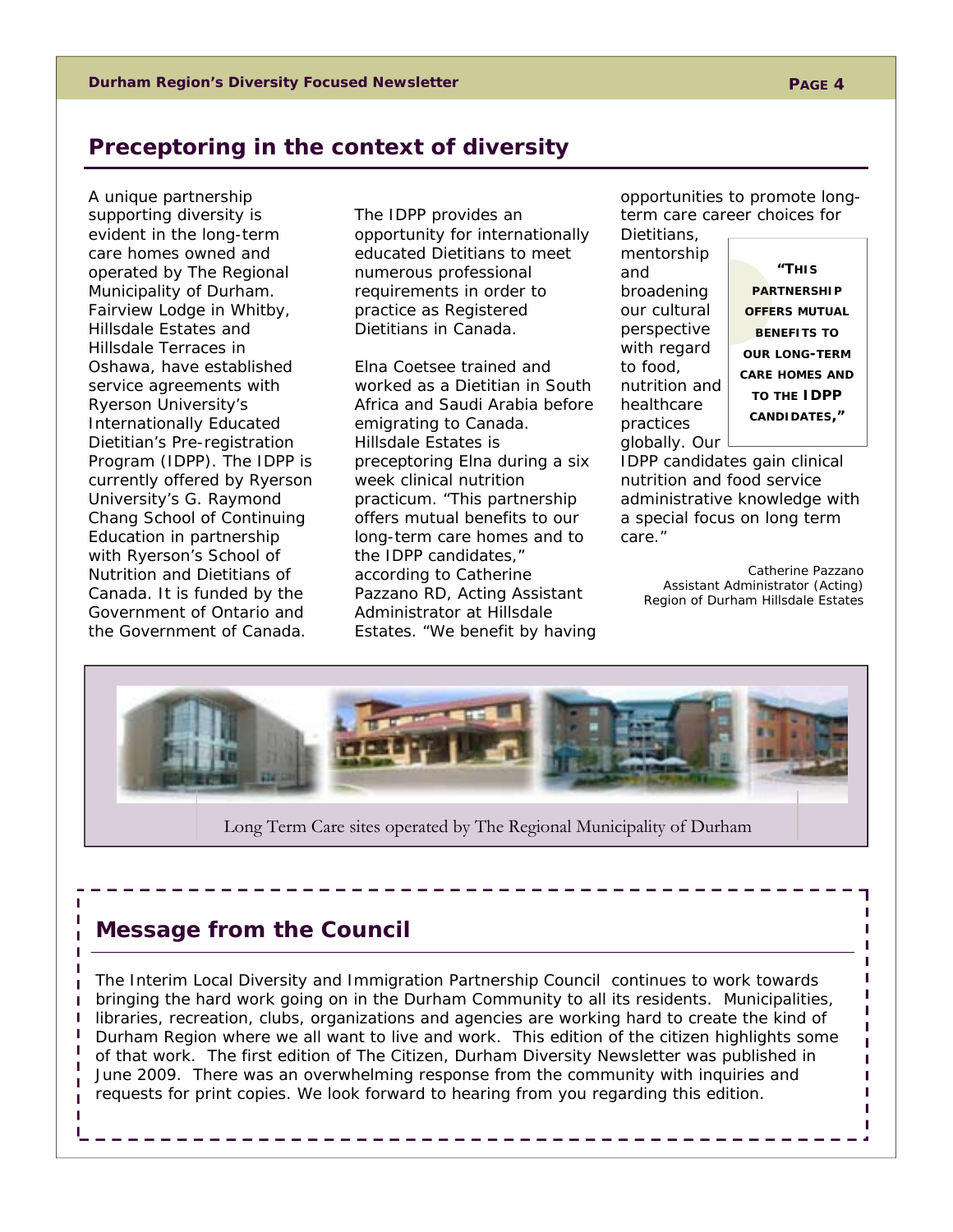## Preceptoring in the context of diversity

A unique partnership supporting diversity is evident in the long-term care homes owned and operated by The Regional Municipality of Durham. Fairview Lodge in Whitby, Hillsdale Estates and Hillsdale Terraces in Oshawa, have established service agreements with Ryerson University's Internationally Educated Dietitian's Pre-registration Program (IDPP). The IDPP is currently offered by Ryerson University's G. Raymond Chang School of Continuing Education in partnership with Ryerson's School of Nutrition and Dietitians of Canada. It is funded by the Government of Ontario and the Government of Canada.

The IDPP provides an opportunity for internationally educated Dietitians to meet numerous professional requirements in order to practice as Registered Dietitians in Canada.

Elna Coetsee trained and worked as a Dietitian in South Africa and Saudi Arabia before emigrating to Canada. Hillsdale Estates is preceptoring Elna during a six week clinical nutrition practicum. "This partnership offers mutual benefits to our long-term care homes and to the IDPP candidates," according to Catherine Pazzano RD, Acting Assistant Administrator at Hillsdale Estates. "We benefit by having opportunities to promote long-term care career choices for Dietitians, mentorship and broadening our cultural perspective with regard to food, nutrition and healthcare practices globally. Our IDPP candidates gain clinical nutrition and food service administrative knowledge with a special focus on long term care."

> **"This partnership offers mutual benefits to our long-term care homes and to the IDPP candidates,"**

Catherine Pazzano
Assistant Administrator (Acting)
Region of Durham Hillsdale Estates

Long Term Care sites operated by The Regional Municipality of Durham

## Message from the Council

The Interim Local Diversity and Immigration Partnership Council continues to work towards bringing the hard work going on in the Durham Community to all its residents. Municipalities, libraries, recreation, clubs, organizations and agencies are working hard to create the kind of Durham Region where we all want to live and work. This edition of the citizen highlights some of that work. The first edition of The Citizen, Durham Diversity Newsletter was published in June 2009. There was an overwhelming response from the community with inquiries and requests for print copies. We look forward to hearing from you regarding this edition.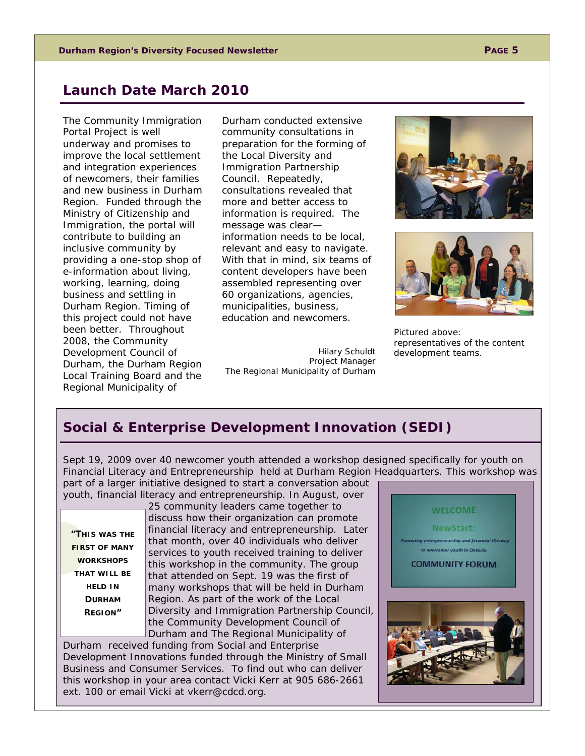## Launch Date March 2010

The Community Immigration Portal Project is well underway and promises to improve the local settlement and integration experiences of newcomers, their families and new business in Durham Region. Funded through the Ministry of Citizenship and Immigration, the portal will contribute to building an inclusive community by providing a one-stop shop of e-information about living, working, learning, doing business and settling in Durham Region. Timing of this project could not have been better. Throughout 2008, the Community Development Council of Durham, the Durham Region Local Training Board and the Regional Municipality of Durham conducted extensive community consultations in preparation for the forming of the Local Diversity and Immigration Partnership Council. Repeatedly, consultations revealed that more and better access to information is required. The message was clear—information needs to be local, relevant and easy to navigate. With that in mind, six teams of content developers have been assembled representing over 60 organizations, agencies, municipalities, business, education and newcomers.

Hilary Schuldt
Project Manager
The Regional Municipality of Durham

Pictured above: representatives of the content development teams.

## Social & Enterprise Development Innovation (SEDI)

Sept 19, 2009 over 40 newcomer youth attended a workshop designed specifically for youth on Financial Literacy and Entrepreneurship held at Durham Region Headquarters. This workshop was part of a larger initiative designed to start a conversation about youth, financial literacy and entrepreneurship. In August, over 25 community leaders came together to discuss how their organization can promote financial literacy and entrepreneurship. Later that month, over 40 individuals who deliver services to youth received training to deliver this workshop in the community. The group that attended on Sept. 19 was the first of many workshops that will be held in Durham Region. As part of the work of the Local Diversity and Immigration Partnership Council, the Community Development Council of Durham and The Regional Municipality of Durham received funding from Social and Enterprise Development Innovations funded through the Ministry of Small Business and Consumer Services. To find out who can deliver this workshop in your area contact Vicki Kerr at 905 686-2661 ext. 100 or email Vicki at vkerr@cdcd.org.

> **"This was the first of many workshops that will be held in Durham Region"**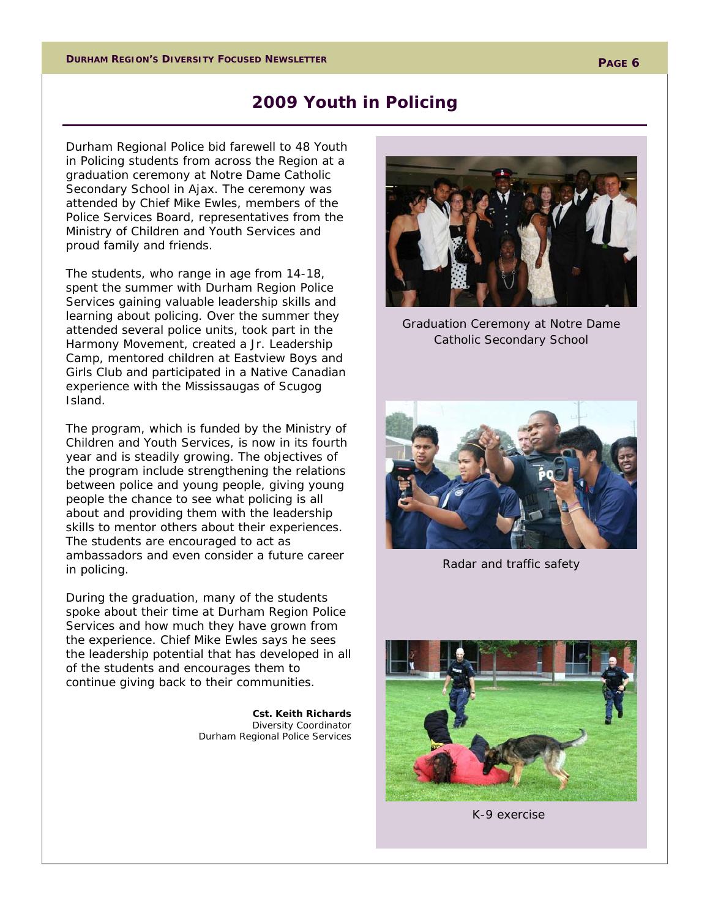## 2009 Youth in Policing

Durham Regional Police bid farewell to 48 Youth in Policing students from across the Region at a graduation ceremony at Notre Dame Catholic Secondary School in Ajax. The ceremony was attended by Chief Mike Ewles, members of the Police Services Board, representatives from the Ministry of Children and Youth Services and proud family and friends.

The students, who range in age from 14-18, spent the summer with Durham Region Police Services gaining valuable leadership skills and learning about policing. Over the summer they attended several police units, took part in the Harmony Movement, created a Jr. Leadership Camp, mentored children at Eastview Boys and Girls Club and participated in a Native Canadian experience with the Mississaugas of Scugog Island.

The program, which is funded by the Ministry of Children and Youth Services, is now in its fourth year and is steadily growing. The objectives of the program include strengthening the relations between police and young people, giving young people the chance to see what policing is all about and providing them with the leadership skills to mentor others about their experiences. The students are encouraged to act as ambassadors and even consider a future career in policing.

During the graduation, many of the students spoke about their time at Durham Region Police Services and how much they have grown from the experience. Chief Mike Ewles says he sees the leadership potential that has developed in all of the students and encourages them to continue giving back to their communities.

**Cst. Keith Richards**
Diversity Coordinator
Durham Regional Police Services

Graduation Ceremony at Notre Dame Catholic Secondary School

Radar and traffic safety

K-9 exercise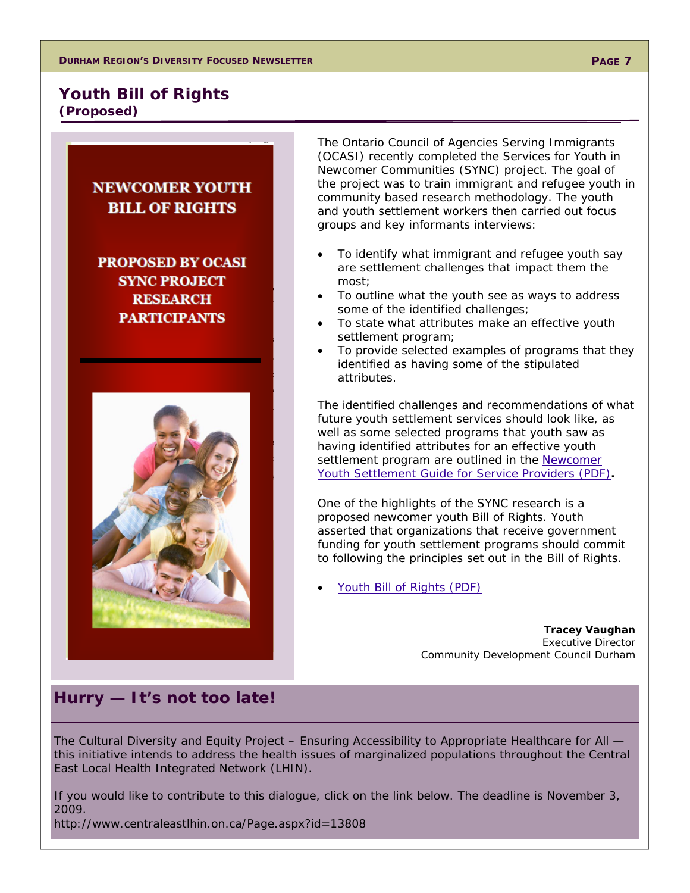## Youth Bill of Rights
**(Proposed)**

NEWCOMER YOUTH BILL OF RIGHTS

PROPOSED BY OCASI SYNC PROJECT RESEARCH PARTICIPANTS

The Ontario Council of Agencies Serving Immigrants (OCASI) recently completed the Services for Youth in Newcomer Communities (SYNC) project. The goal of the project was to train immigrant and refugee youth in community based research methodology. The youth and youth settlement workers then carried out focus groups and key informants interviews:

- To identify what immigrant and refugee youth say are settlement challenges that impact them the most;
- To outline what the youth see as ways to address some of the identified challenges;
- To state what attributes make an effective youth settlement program;
- To provide selected examples of programs that they identified as having some of the stipulated attributes.

The identified challenges and recommendations of what future youth settlement services should look like, as well as some selected programs that youth saw as having identified attributes for an effective youth settlement program are outlined in the Newcomer Youth Settlement Guide for Service Providers (PDF).

One of the highlights of the SYNC research is a proposed newcomer youth Bill of Rights. Youth asserted that organizations that receive government funding for youth settlement programs should commit to following the principles set out in the Bill of Rights.

- Youth Bill of Rights (PDF)

**Tracey Vaughan**
Executive Director
Community Development Council Durham

## Hurry — It's not too late!

The Cultural Diversity and Equity Project – Ensuring Accessibility to Appropriate Healthcare for All — this initiative intends to address the health issues of marginalized populations throughout the Central East Local Health Integrated Network (LHIN).

If you would like to contribute to this dialogue, click on the link below. The deadline is November 3, 2009.
http://www.centraleastlhin.on.ca/Page.aspx?id=13808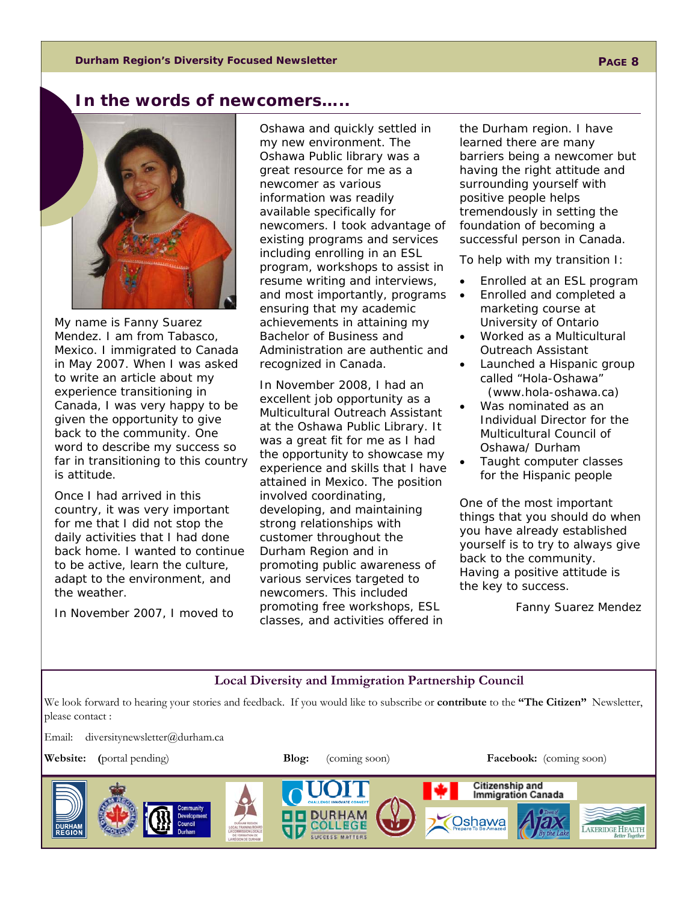## In the words of newcomers.....

My name is Fanny Suarez Mendez. I am from Tabasco, Mexico. I immigrated to Canada in May 2007. When I was asked to write an article about my experience transitioning in Canada, I was very happy to be given the opportunity to give back to the community. One word to describe my success so far in transitioning to this country is attitude.

Once I had arrived in this country, it was very important for me that I did not stop the daily activities that I had done back home. I wanted to continue to be active, learn the culture, adapt to the environment, and the weather.

In November 2007, I moved to Oshawa and quickly settled in my new environment. The Oshawa Public library was a great resource for me as a newcomer as various information was readily available specifically for newcomers. I took advantage of existing programs and services including enrolling in an ESL program, workshops to assist in resume writing and interviews, and most importantly, programs ensuring that my academic achievements in attaining my Bachelor of Business and Administration are authentic and recognized in Canada.

In November 2008, I had an excellent job opportunity as a Multicultural Outreach Assistant at the Oshawa Public Library. It was a great fit for me as I had the opportunity to showcase my experience and skills that I have attained in Mexico. The position involved coordinating, developing, and maintaining strong relationships with customer throughout the Durham Region and in promoting public awareness of various services targeted to newcomers. This included promoting free workshops, ESL classes, and activities offered in the Durham region. I have learned there are many barriers being a newcomer but having the right attitude and surrounding yourself with positive people helps tremendously in setting the foundation of becoming a successful person in Canada.

To help with my transition I:

- Enrolled at an ESL program
- Enrolled and completed a marketing course at University of Ontario
- Worked as a Multicultural Outreach Assistant
- Launched a Hispanic group called "Hola-Oshawa" (www.hola-oshawa.ca)
- Was nominated as an Individual Director for the Multicultural Council of Oshawa/ Durham
- Taught computer classes for the Hispanic people

One of the most important things that you should do when you have already established yourself is to try to always give back to the community. Having a positive attitude is the key to success.

Fanny Suarez Mendez

### Local Diversity and Immigration Partnership Council

We look forward to hearing your stories and feedback. If you would like to subscribe or **contribute** to the **"The Citizen"** Newsletter, please contact :

Email: diversitynewsletter@durham.ca

**Website:** (portal pending) **Blog:** (coming soon) **Facebook:** (coming soon)